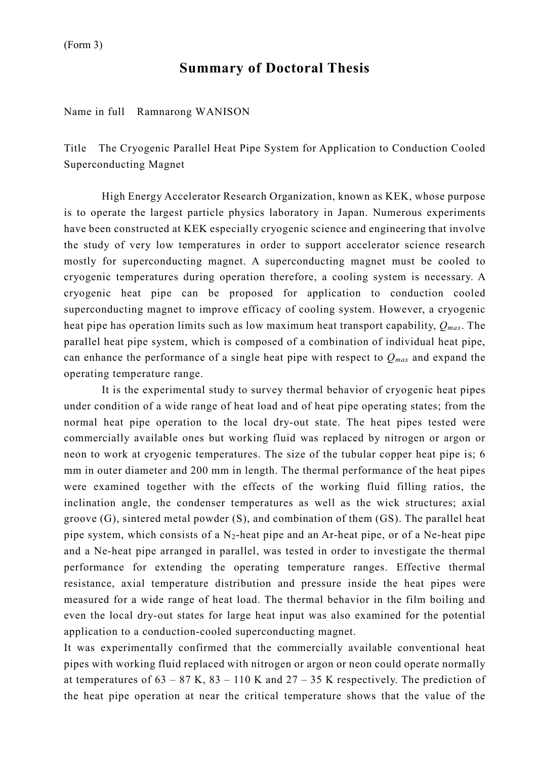(Form 3)

# Summary of Doctoral Thesis

Name in full　Ramnarong WANISON

Title　The Cryogenic Parallel Heat Pipe System for Application to Conduction Cooled Superconducting Magnet

High Energy Accelerator Research Organization, known as KEK, whose purpose is to operate the largest particle physics laboratory in Japan. Numerous experiments have been constructed at KEK especially cryogenic science and engineering that involve the study of very low temperatures in order to support accelerator science research mostly for superconducting magnet. A superconducting magnet must be cooled to cryogenic temperatures during operation therefore, a cooling system is necessary. A cryogenic heat pipe can be proposed for application to conduction cooled superconducting magnet to improve efficacy of cooling system. However, a cryogenic heat pipe has operation limits such as low maximum heat transport capability, $Q_{max}$. The parallel heat pipe system, which is composed of a combination of individual heat pipe, can enhance the performance of a single heat pipe with respect to $Q_{max}$ and expand the operating temperature range.

It is the experimental study to survey thermal behavior of cryogenic heat pipes under condition of a wide range of heat load and of heat pipe operating states; from the normal heat pipe operation to the local dry-out state. The heat pipes tested were commercially available ones but working fluid was replaced by nitrogen or argon or neon to work at cryogenic temperatures. The size of the tubular copper heat pipe is; 6 mm in outer diameter and 200 mm in length. The thermal performance of the heat pipes were examined together with the effects of the working fluid filling ratios, the inclination angle, the condenser temperatures as well as the wick structures; axial groove (G), sintered metal powder (S), and combination of them (GS). The parallel heat pipe system, which consists of a $N_2$-heat pipe and an Ar-heat pipe, or of a Ne-heat pipe and a Ne-heat pipe arranged in parallel, was tested in order to investigate the thermal performance for extending the operating temperature ranges. Effective thermal resistance, axial temperature distribution and pressure inside the heat pipes were measured for a wide range of heat load. The thermal behavior in the film boiling and even the local dry-out states for large heat input was also examined for the potential application to a conduction-cooled superconducting magnet.

It was experimentally confirmed that the commercially available conventional heat pipes with working fluid replaced with nitrogen or argon or neon could operate normally at temperatures of 63 – 87 K, 83 – 110 K and 27 – 35 K respectively. The prediction of the heat pipe operation at near the critical temperature shows that the value of the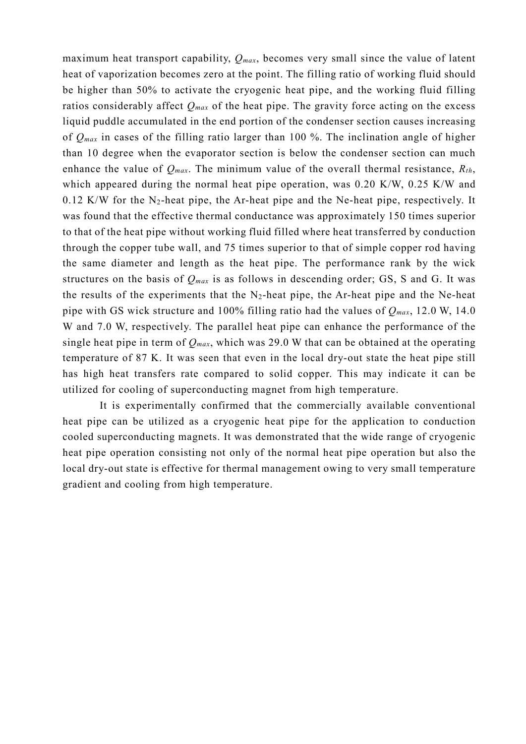maximum heat transport capability, $Q_{max}$, becomes very small since the value of latent heat of vaporization becomes zero at the point. The filling ratio of working fluid should be higher than 50% to activate the cryogenic heat pipe, and the working fluid filling ratios considerably affect $Q_{max}$ of the heat pipe. The gravity force acting on the excess liquid puddle accumulated in the end portion of the condenser section causes increasing of $Q_{max}$ in cases of the filling ratio larger than 100 %. The inclination angle of higher than 10 degree when the evaporator section is below the condenser section can much enhance the value of $Q_{max}$. The minimum value of the overall thermal resistance, $R_{th}$, which appeared during the normal heat pipe operation, was 0.20 K/W, 0.25 K/W and 0.12 K/W for the $N_2$-heat pipe, the Ar-heat pipe and the Ne-heat pipe, respectively. It was found that the effective thermal conductance was approximately 150 times superior to that of the heat pipe without working fluid filled where heat transferred by conduction through the copper tube wall, and 75 times superior to that of simple copper rod having the same diameter and length as the heat pipe. The performance rank by the wick structures on the basis of $Q_{max}$ is as follows in descending order; GS, S and G. It was the results of the experiments that the $N_2$-heat pipe, the Ar-heat pipe and the Ne-heat pipe with GS wick structure and 100% filling ratio had the values of $Q_{max}$, 12.0 W, 14.0 W and 7.0 W, respectively. The parallel heat pipe can enhance the performance of the single heat pipe in term of $Q_{max}$, which was 29.0 W that can be obtained at the operating temperature of 87 K. It was seen that even in the local dry-out state the heat pipe still has high heat transfers rate compared to solid copper. This may indicate it can be utilized for cooling of superconducting magnet from high temperature.

It is experimentally confirmed that the commercially available conventional heat pipe can be utilized as a cryogenic heat pipe for the application to conduction cooled superconducting magnets. It was demonstrated that the wide range of cryogenic heat pipe operation consisting not only of the normal heat pipe operation but also the local dry-out state is effective for thermal management owing to very small temperature gradient and cooling from high temperature.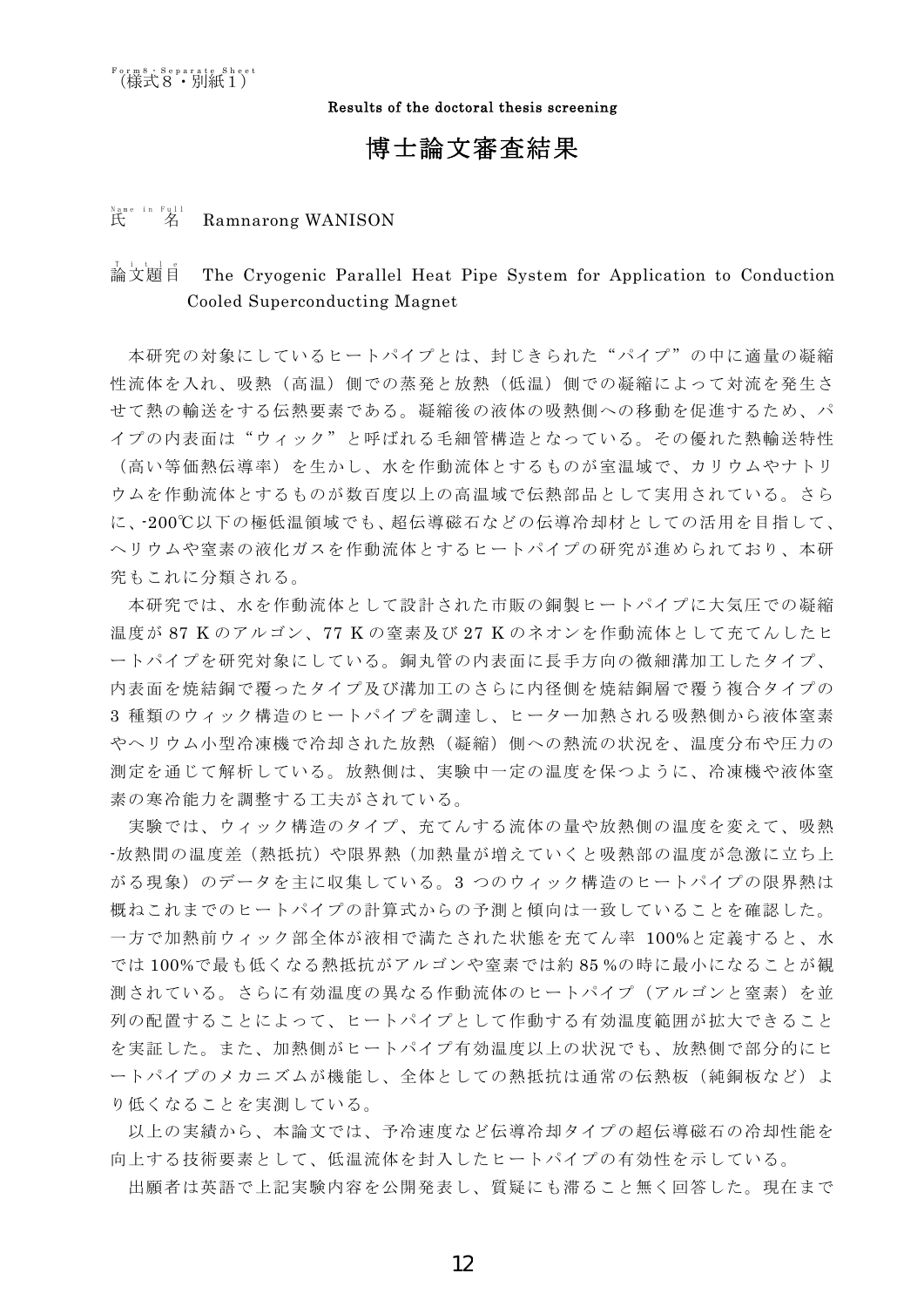Form8・Separate Sheet
（様式８・別紙１）

Results of the doctoral thesis screening

# 博士論文審査結果

Name in Full
氏　　名　Ramnarong WANISON

Title
論文題目　The Cryogenic Parallel Heat Pipe System for Application to Conduction Cooled Superconducting Magnet

本研究の対象にしているヒートパイプとは、封じきられた“パイプ”の中に適量の凝縮性流体を入れ、吸熱（高温）側での蒸発と放熱（低温）側での凝縮によって対流を発生させて熱の輸送をする伝熱要素である。凝縮後の液体の吸熱側への移動を促進するため、パイプの内表面は“ウィック”と呼ばれる毛細管構造となっている。その優れた熱輸送特性（高い等価熱伝導率）を生かし、水を作動流体とするものが室温域で、カリウムやナトリウムを作動流体とするものが数百度以上の高温域で伝熱部品として実用されている。さらに、-200℃以下の極低温領域でも、超伝導磁石などの伝導冷却材としての活用を目指して、ヘリウムや窒素の液化ガスを作動流体とするヒートパイプの研究が進められており、本研究もこれに分類される。

本研究では、水を作動流体として設計された市販の銅製ヒートパイプに大気圧での凝縮温度が 87 K のアルゴン、77 K の窒素及び 27 K のネオンを作動流体として充てんしたヒートパイプを研究対象にしている。銅丸管の内表面に長手方向の微細溝加工したタイプ、内表面を焼結銅で覆ったタイプ及び溝加工のさらに内径側を焼結銅層で覆う複合タイプの 3 種類のウィック構造のヒートパイプを調達し、ヒーター加熱される吸熱側から液体窒素やヘリウム小型冷凍機で冷却された放熱（凝縮）側への熱流の状況を、温度分布や圧力の測定を通じて解析している。放熱側は、実験中一定の温度を保つように、冷凍機や液体窒素の寒冷能力を調整する工夫がされている。

実験では、ウィック構造のタイプ、充てんする流体の量や放熱側の温度を変えて、吸熱-放熱間の温度差（熱抵抗）や限界熱（加熱量が増えていくと吸熱部の温度が急激に立ち上がる現象）のデータを主に収集している。3 つのウィック構造のヒートパイプの限界熱は概ねこれまでのヒートパイプの計算式からの予測と傾向は一致していることを確認した。一方で加熱前ウィック部全体が液相で満たされた状態を充てん率 100%と定義すると、水では 100%で最も低くなる熱抵抗がアルゴンや窒素では約 85 %の時に最小になることが観測されている。さらに有効温度の異なる作動流体のヒートパイプ（アルゴンと窒素）を並列の配置することによって、ヒートパイプとして作動する有効温度範囲が拡大できることを実証した。また、加熱側がヒートパイプ有効温度以上の状況でも、放熱側で部分的にヒートパイプのメカニズムが機能し、全体としての熱抵抗は通常の伝熱板（純銅板など）より低くなることを実測している。

以上の実績から、本論文では、予冷速度など伝導冷却タイプの超伝導磁石の冷却性能を向上する技術要素として、低温流体を封入したヒートパイプの有効性を示している。

出願者は英語で上記実験内容を公開発表し、質疑にも滞ること無く回答した。現在まで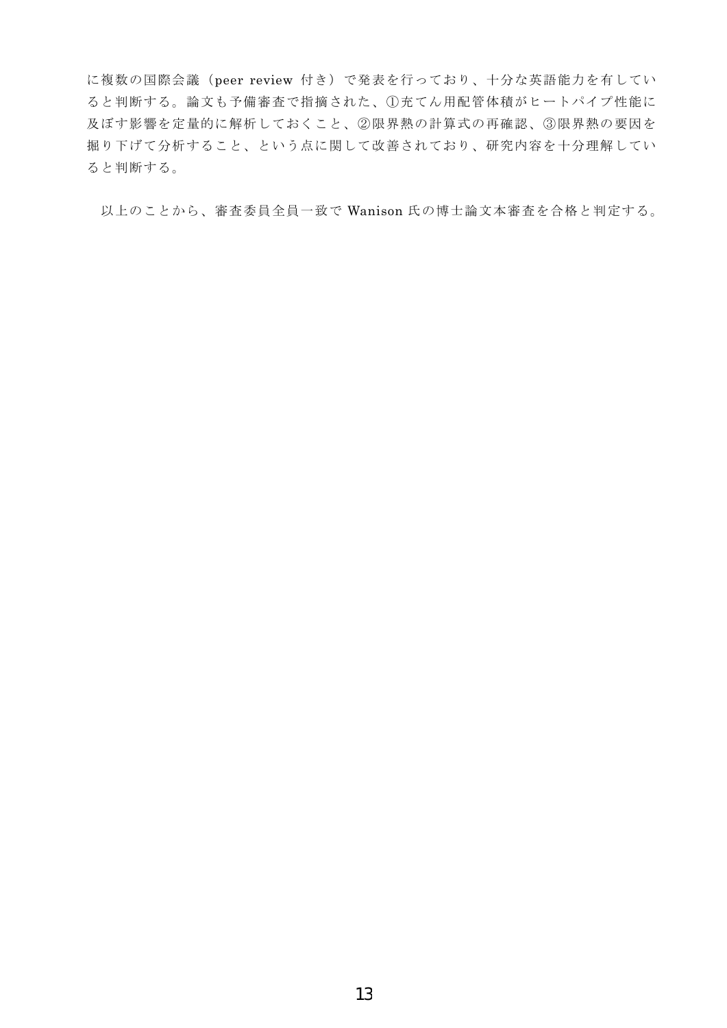に複数の国際会議（peer review 付き）で発表を行っており、十分な英語能力を有していると判断する。論文も予備審査で指摘された、①充てん用配管体積がヒートパイプ性能に及ぼす影響を定量的に解析しておくこと、②限界熱の計算式の再確認、③限界熱の要因を掘り下げて分析すること、という点に関して改善されており、研究内容を十分理解していると判断する。

以上のことから、審査委員全員一致で Wanison 氏の博士論文本審査を合格と判定する。